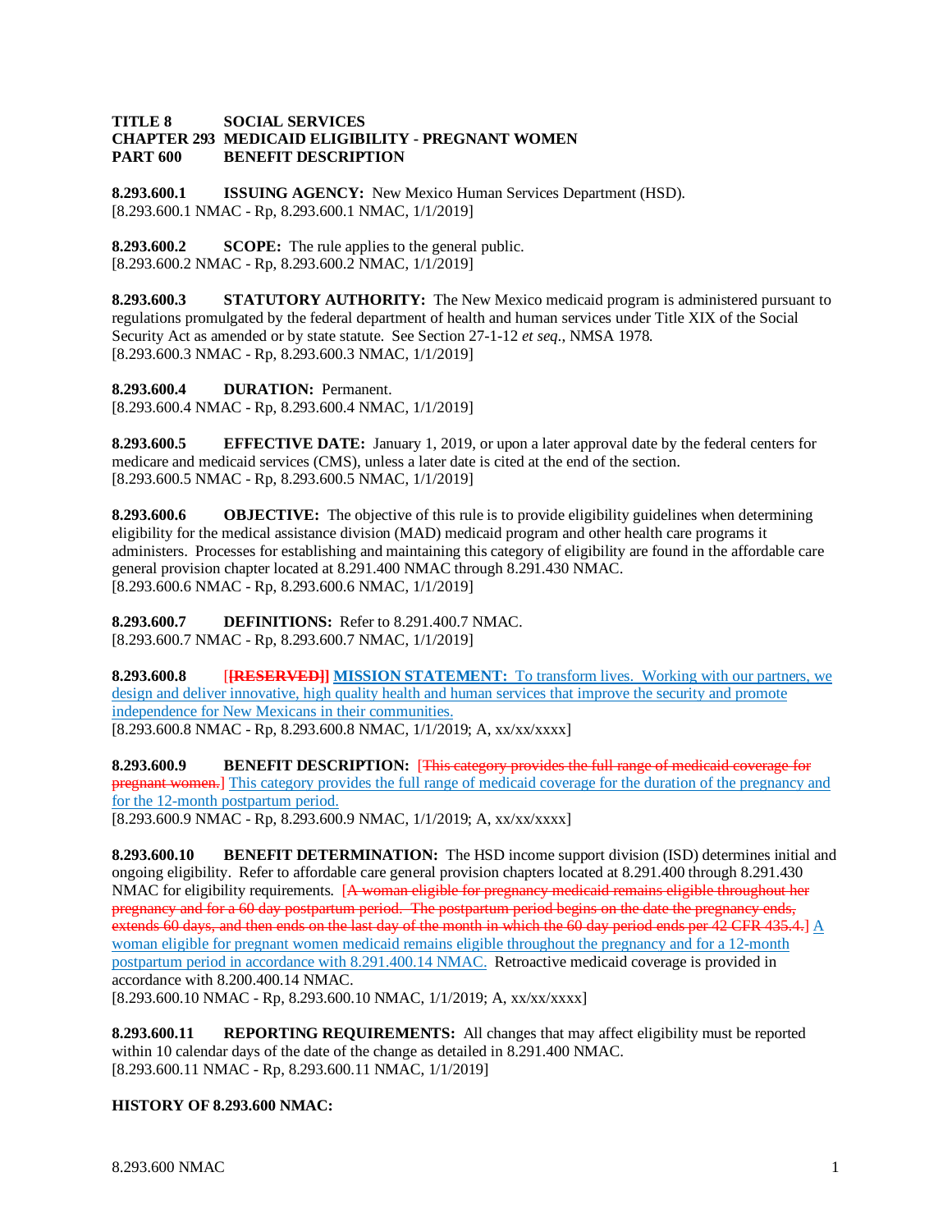**TITLE 8 SOCIAL SERVICES**
**CHAPTER 293 MEDICAID ELIGIBILITY - PREGNANT WOMEN**
**PART 600 BENEFIT DESCRIPTION**

**8.293.600.1 ISSUING AGENCY:** New Mexico Human Services Department (HSD).
[8.293.600.1 NMAC - Rp, 8.293.600.1 NMAC, 1/1/2019]

**8.293.600.2 SCOPE:** The rule applies to the general public.
[8.293.600.2 NMAC - Rp, 8.293.600.2 NMAC, 1/1/2019]

**8.293.600.3 STATUTORY AUTHORITY:** The New Mexico medicaid program is administered pursuant to regulations promulgated by the federal department of health and human services under Title XIX of the Social Security Act as amended or by state statute. See Section 27-1-12 *et seq*., NMSA 1978.
[8.293.600.3 NMAC - Rp, 8.293.600.3 NMAC, 1/1/2019]

**8.293.600.4 DURATION:** Permanent.
[8.293.600.4 NMAC - Rp, 8.293.600.4 NMAC, 1/1/2019]

**8.293.600.5 EFFECTIVE DATE:** January 1, 2019, or upon a later approval date by the federal centers for medicare and medicaid services (CMS), unless a later date is cited at the end of the section.
[8.293.600.5 NMAC - Rp, 8.293.600.5 NMAC, 1/1/2019]

**8.293.600.6 OBJECTIVE:** The objective of this rule is to provide eligibility guidelines when determining eligibility for the medical assistance division (MAD) medicaid program and other health care programs it administers. Processes for establishing and maintaining this category of eligibility are found in the affordable care general provision chapter located at 8.291.400 NMAC through 8.291.430 NMAC.
[8.293.600.6 NMAC - Rp, 8.293.600.6 NMAC, 1/1/2019]

**8.293.600.7 DEFINITIONS:** Refer to 8.291.400.7 NMAC.
[8.293.600.7 NMAC - Rp, 8.293.600.7 NMAC, 1/1/2019]

**8.293.600.8** [~~**[RESERVED]**~~] **MISSION STATEMENT:** To transform lives. Working with our partners, we design and deliver innovative, high quality health and human services that improve the security and promote independence for New Mexicans in their communities.
[8.293.600.8 NMAC - Rp, 8.293.600.8 NMAC, 1/1/2019; A, xx/xx/xxxx]

**8.293.600.9 BENEFIT DESCRIPTION:** [~~This category provides the full range of medicaid coverage for pregnant women.~~] This category provides the full range of medicaid coverage for the duration of the pregnancy and for the 12-month postpartum period.
[8.293.600.9 NMAC - Rp, 8.293.600.9 NMAC, 1/1/2019; A, xx/xx/xxxx]

**8.293.600.10 BENEFIT DETERMINATION:** The HSD income support division (ISD) determines initial and ongoing eligibility. Refer to affordable care general provision chapters located at 8.291.400 through 8.291.430 NMAC for eligibility requirements. [~~A woman eligible for pregnancy medicaid remains eligible throughout her pregnancy and for a 60 day postpartum period. The postpartum period begins on the date the pregnancy ends, extends 60 days, and then ends on the last day of the month in which the 60 day period ends per 42 CFR 435.4.~~] A woman eligible for pregnant women medicaid remains eligible throughout the pregnancy and for a 12-month postpartum period in accordance with 8.291.400.14 NMAC. Retroactive medicaid coverage is provided in accordance with 8.200.400.14 NMAC.
[8.293.600.10 NMAC - Rp, 8.293.600.10 NMAC, 1/1/2019; A, xx/xx/xxxx]

**8.293.600.11 REPORTING REQUIREMENTS:** All changes that may affect eligibility must be reported within 10 calendar days of the date of the change as detailed in 8.291.400 NMAC.
[8.293.600.11 NMAC - Rp, 8.293.600.11 NMAC, 1/1/2019]

**HISTORY OF 8.293.600 NMAC:**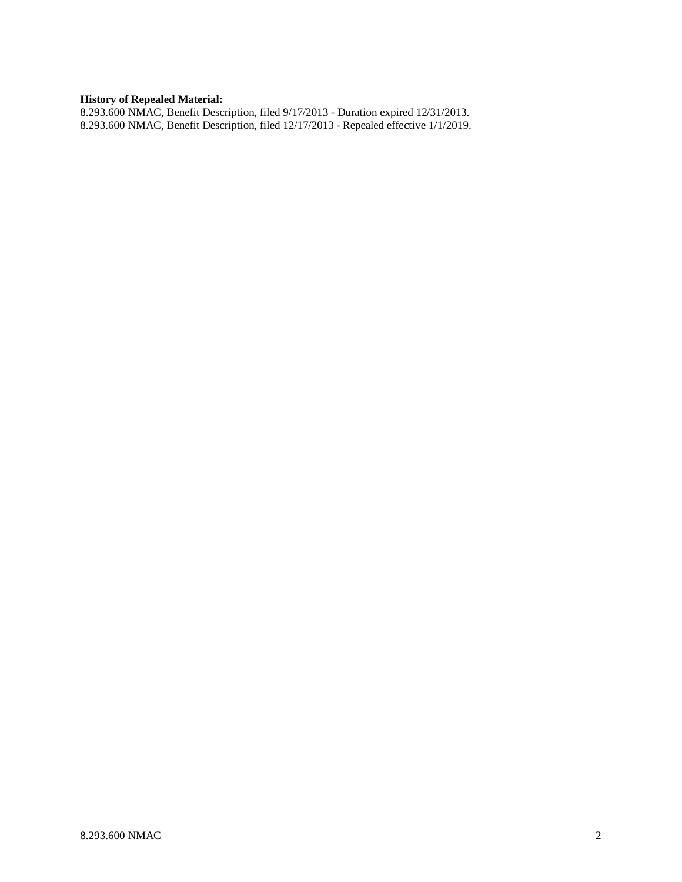**History of Repealed Material:**

8.293.600 NMAC, Benefit Description, filed 9/17/2013 - Duration expired 12/31/2013.
8.293.600 NMAC, Benefit Description, filed 12/17/2013 - Repealed effective 1/1/2019.